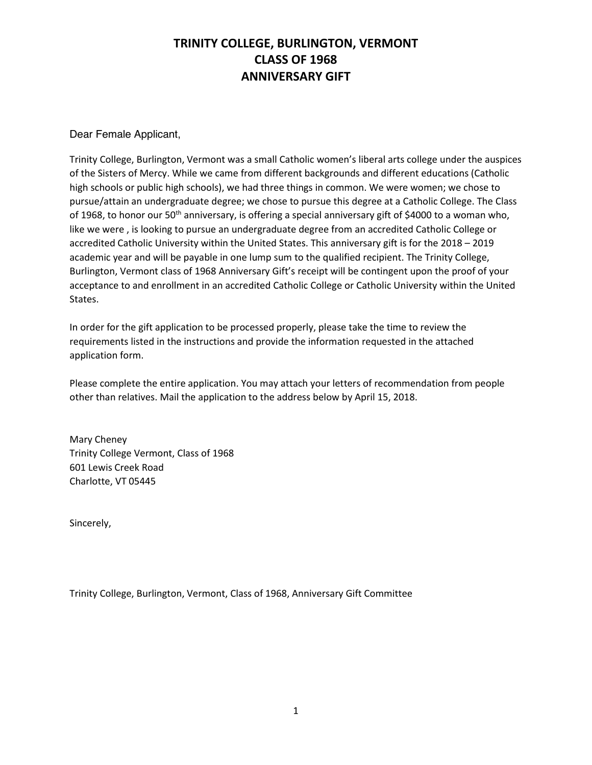# TRINITY COLLEGE, BURLINGTON, VERMONT
# CLASS OF 1968
# ANNIVERSARY GIFT

Dear Female Applicant,

Trinity College, Burlington, Vermont was a small Catholic women's liberal arts college under the auspices of the Sisters of Mercy. While we came from different backgrounds and different educations (Catholic high schools or public high schools), we had three things in common. We were women; we chose to pursue/attain an undergraduate degree; we chose to pursue this degree at a Catholic College. The Class of 1968, to honor our 50th anniversary, is offering a special anniversary gift of $4000 to a woman who, like we were , is looking to pursue an undergraduate degree from an accredited Catholic College or accredited Catholic University within the United States. This anniversary gift is for the 2018 – 2019 academic year and will be payable in one lump sum to the qualified recipient. The Trinity College, Burlington, Vermont class of 1968 Anniversary Gift's receipt will be contingent upon the proof of your acceptance to and enrollment in an accredited Catholic College or Catholic University within the United States.

In order for the gift application to be processed properly, please take the time to review the requirements listed in the instructions and provide the information requested in the attached application form.

Please complete the entire application. You may attach your letters of recommendation from people other than relatives. Mail the application to the address below by April 15, 2018.

Mary Cheney
Trinity College Vermont, Class of 1968
601 Lewis Creek Road
Charlotte, VT 05445

Sincerely,

Trinity College, Burlington, Vermont, Class of 1968, Anniversary Gift Committee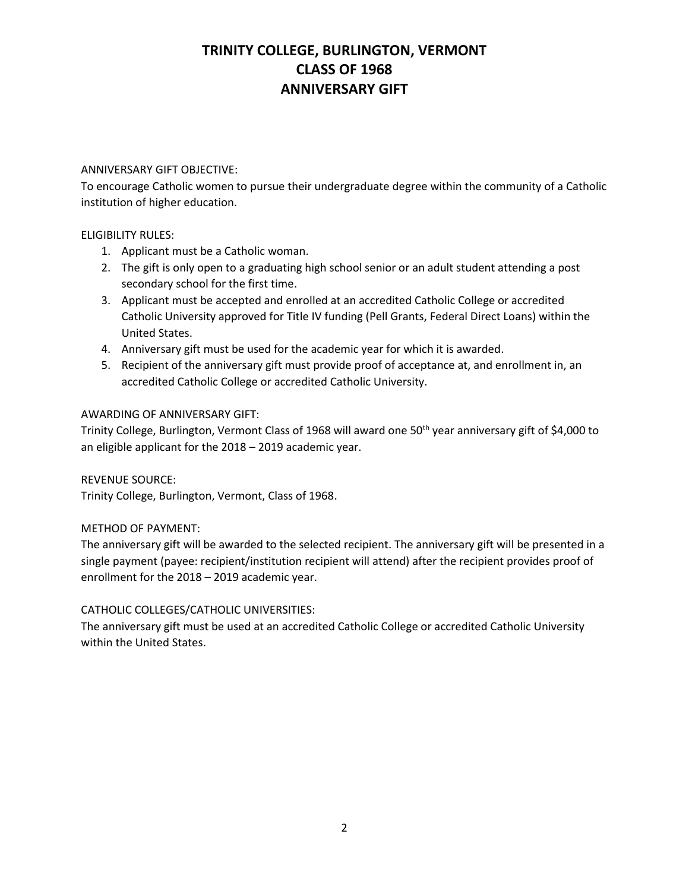# TRINITY COLLEGE, BURLINGTON, VERMONT
# CLASS OF 1968
# ANNIVERSARY GIFT

ANNIVERSARY GIFT OBJECTIVE:
To encourage Catholic women to pursue their undergraduate degree within the community of a Catholic institution of higher education.

ELIGIBILITY RULES:

1. Applicant must be a Catholic woman.
2. The gift is only open to a graduating high school senior or an adult student attending a post secondary school for the first time.
3. Applicant must be accepted and enrolled at an accredited Catholic College or accredited Catholic University approved for Title IV funding (Pell Grants, Federal Direct Loans) within the United States.
4. Anniversary gift must be used for the academic year for which it is awarded.
5. Recipient of the anniversary gift must provide proof of acceptance at, and enrollment in, an accredited Catholic College or accredited Catholic University.

AWARDING OF ANNIVERSARY GIFT:
Trinity College, Burlington, Vermont Class of 1968 will award one 50th year anniversary gift of $4,000 to an eligible applicant for the 2018 – 2019 academic year.

REVENUE SOURCE:
Trinity College, Burlington, Vermont, Class of 1968.

METHOD OF PAYMENT:
The anniversary gift will be awarded to the selected recipient. The anniversary gift will be presented in a single payment (payee: recipient/institution recipient will attend) after the recipient provides proof of enrollment for the 2018 – 2019 academic year.

CATHOLIC COLLEGES/CATHOLIC UNIVERSITIES:
The anniversary gift must be used at an accredited Catholic College or accredited Catholic University within the United States.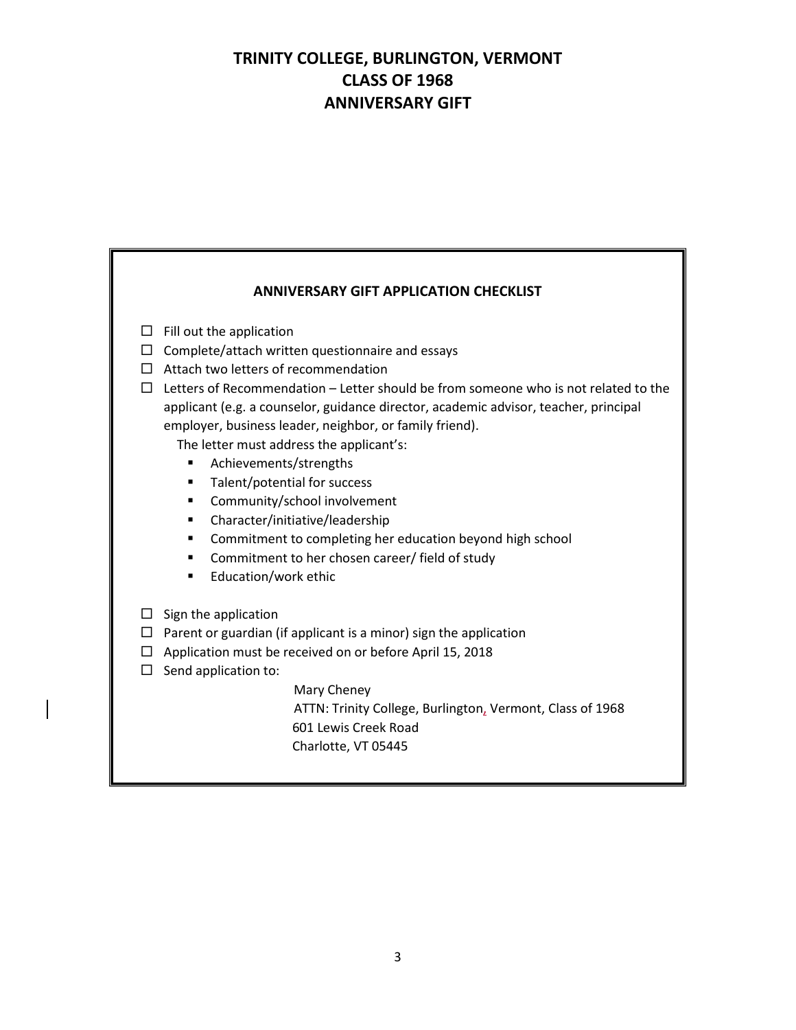# TRINITY COLLEGE, BURLINGTON, VERMONT
# CLASS OF 1968
# ANNIVERSARY GIFT

## ANNIVERSARY GIFT APPLICATION CHECKLIST

- ☐ Fill out the application
- ☐ Complete/attach written questionnaire and essays
- ☐ Attach two letters of recommendation
- ☐ Letters of Recommendation – Letter should be from someone who is not related to the applicant (e.g. a counselor, guidance director, academic advisor, teacher, principal employer, business leader, neighbor, or family friend).

  The letter must address the applicant's:
  - Achievements/strengths
  - Talent/potential for success
  - Community/school involvement
  - Character/initiative/leadership
  - Commitment to completing her education beyond high school
  - Commitment to her chosen career/ field of study
  - Education/work ethic

- ☐ Sign the application
- ☐ Parent or guardian (if applicant is a minor) sign the application
- ☐ Application must be received on or before April 15, 2018
- ☐ Send application to:

  Mary Cheney
  ATTN: Trinity College, Burlington, Vermont, Class of 1968
  601 Lewis Creek Road
  Charlotte, VT 05445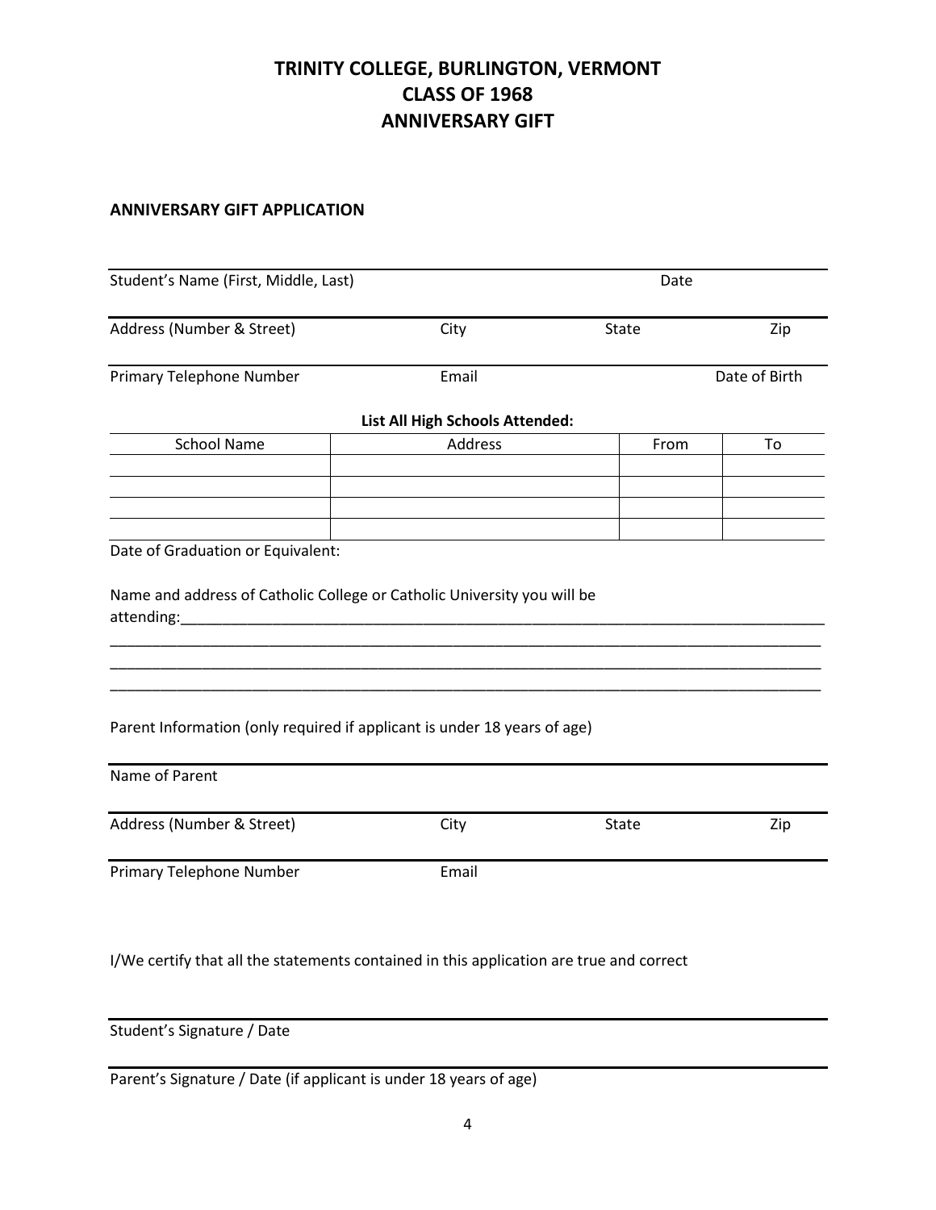# TRINITY COLLEGE, BURLINGTON, VERMONT
# CLASS OF 1968
# ANNIVERSARY GIFT

**ANNIVERSARY GIFT APPLICATION**

Student's Name (First, Middle, Last) Date

Address (Number & Street) City State Zip

Primary Telephone Number Email Date of Birth

**List All High Schools Attended:**

| School Name | Address | From | To |
| --- | --- | --- | --- |
| | | | |
| | | | |
| | | | |
| | | | |

Date of Graduation or Equivalent:

Name and address of Catholic College or Catholic University you will be attending:_______________________________________________________________________________

_______________________________________________________________________________

_______________________________________________________________________________

_______________________________________________________________________________

Parent Information (only required if applicant is under 18 years of age)

Name of Parent

Address (Number & Street) City State Zip

Primary Telephone Number Email

I/We certify that all the statements contained in this application are true and correct

Student's Signature / Date

Parent's Signature / Date (if applicant is under 18 years of age)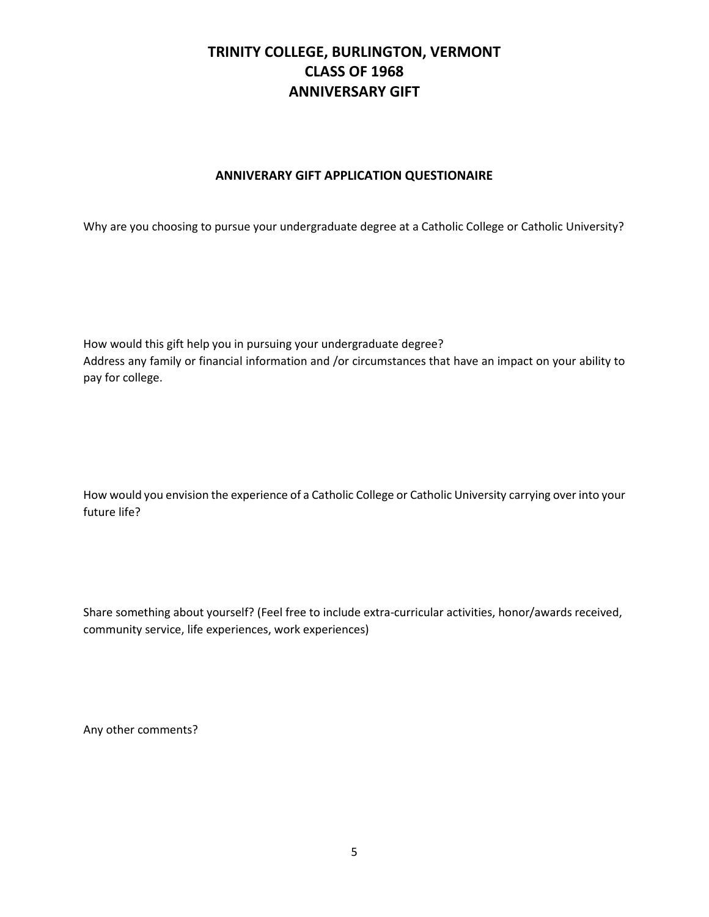# TRINITY COLLEGE, BURLINGTON, VERMONT
# CLASS OF 1968
# ANNIVERSARY GIFT

## ANNIVERARY GIFT APPLICATION QUESTIONAIRE

Why are you choosing to pursue your undergraduate degree at a Catholic College or Catholic University?

How would this gift help you in pursuing your undergraduate degree?
Address any family or financial information and /or circumstances that have an impact on your ability to pay for college.

How would you envision the experience of a Catholic College or Catholic University carrying over into your future life?

Share something about yourself? (Feel free to include extra-curricular activities, honor/awards received, community service, life experiences, work experiences)

Any other comments?